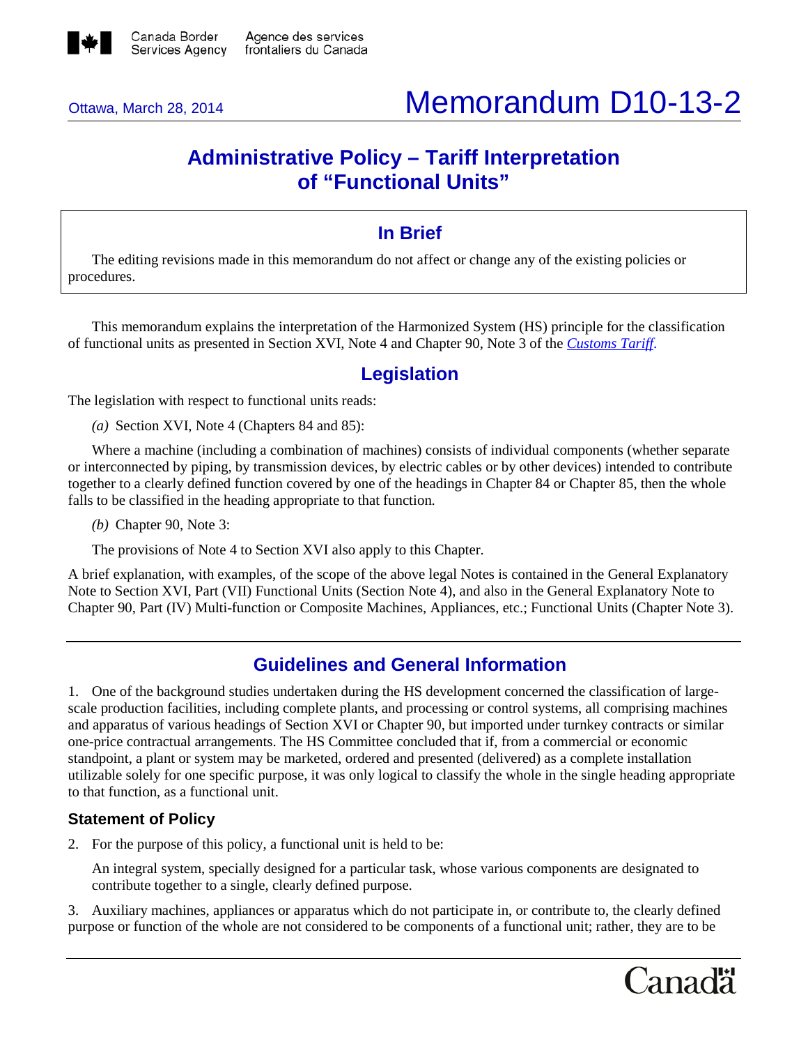Canada Border Services Agency / Agence des services frontaliers du Canada

Ottawa, March 28, 2014

# Memorandum D10-13-2

## Administrative Policy – Tariff Interpretation of "Functional Units"

### In Brief

The editing revisions made in this memorandum do not affect or change any of the existing policies or procedures.

This memorandum explains the interpretation of the Harmonized System (HS) principle for the classification of functional units as presented in Section XVI, Note 4 and Chapter 90, Note 3 of the *Customs Tariff*.

## Legislation

The legislation with respect to functional units reads:

*(a)* Section XVI, Note 4 (Chapters 84 and 85):

Where a machine (including a combination of machines) consists of individual components (whether separate or interconnected by piping, by transmission devices, by electric cables or by other devices) intended to contribute together to a clearly defined function covered by one of the headings in Chapter 84 or Chapter 85, then the whole falls to be classified in the heading appropriate to that function.

*(b)* Chapter 90, Note 3:

The provisions of Note 4 to Section XVI also apply to this Chapter.

A brief explanation, with examples, of the scope of the above legal Notes is contained in the General Explanatory Note to Section XVI, Part (VII) Functional Units (Section Note 4), and also in the General Explanatory Note to Chapter 90, Part (IV) Multi-function or Composite Machines, Appliances, etc.; Functional Units (Chapter Note 3).

## Guidelines and General Information

1. One of the background studies undertaken during the HS development concerned the classification of large-scale production facilities, including complete plants, and processing or control systems, all comprising machines and apparatus of various headings of Section XVI or Chapter 90, but imported under turnkey contracts or similar one-price contractual arrangements. The HS Committee concluded that if, from a commercial or economic standpoint, a plant or system may be marketed, ordered and presented (delivered) as a complete installation utilizable solely for one specific purpose, it was only logical to classify the whole in the single heading appropriate to that function, as a functional unit.

### Statement of Policy

2. For the purpose of this policy, a functional unit is held to be:

   An integral system, specially designed for a particular task, whose various components are designated to contribute together to a single, clearly defined purpose.

3. Auxiliary machines, appliances or apparatus which do not participate in, or contribute to, the clearly defined purpose or function of the whole are not considered to be components of a functional unit; rather, they are to be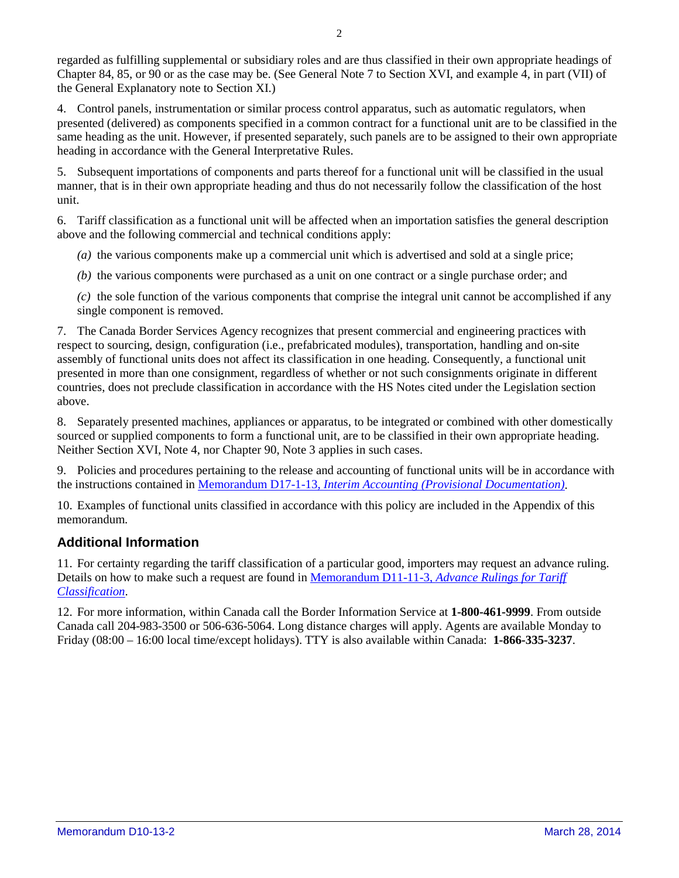regarded as fulfilling supplemental or subsidiary roles and are thus classified in their own appropriate headings of Chapter 84, 85, or 90 or as the case may be. (See General Note 7 to Section XVI, and example 4, in part (VII) of the General Explanatory note to Section XI.)

4. Control panels, instrumentation or similar process control apparatus, such as automatic regulators, when presented (delivered) as components specified in a common contract for a functional unit are to be classified in the same heading as the unit. However, if presented separately, such panels are to be assigned to their own appropriate heading in accordance with the General Interpretative Rules.

5. Subsequent importations of components and parts thereof for a functional unit will be classified in the usual manner, that is in their own appropriate heading and thus do not necessarily follow the classification of the host unit.

6. Tariff classification as a functional unit will be affected when an importation satisfies the general description above and the following commercial and technical conditions apply:

*(a)* the various components make up a commercial unit which is advertised and sold at a single price;

*(b)* the various components were purchased as a unit on one contract or a single purchase order; and

*(c)* the sole function of the various components that comprise the integral unit cannot be accomplished if any single component is removed.

7. The Canada Border Services Agency recognizes that present commercial and engineering practices with respect to sourcing, design, configuration (i.e., prefabricated modules), transportation, handling and on-site assembly of functional units does not affect its classification in one heading. Consequently, a functional unit presented in more than one consignment, regardless of whether or not such consignments originate in different countries, does not preclude classification in accordance with the HS Notes cited under the Legislation section above.

8. Separately presented machines, appliances or apparatus, to be integrated or combined with other domestically sourced or supplied components to form a functional unit, are to be classified in their own appropriate heading. Neither Section XVI, Note 4, nor Chapter 90, Note 3 applies in such cases.

9. Policies and procedures pertaining to the release and accounting of functional units will be in accordance with the instructions contained in Memorandum D17-1-13, *Interim Accounting (Provisional Documentation)*.

10. Examples of functional units classified in accordance with this policy are included in the Appendix of this memorandum.

## Additional Information

11. For certainty regarding the tariff classification of a particular good, importers may request an advance ruling. Details on how to make such a request are found in Memorandum D11-11-3, *Advance Rulings for Tariff Classification*.

12. For more information, within Canada call the Border Information Service at **1-800-461-9999**. From outside Canada call 204-983-3500 or 506-636-5064. Long distance charges will apply. Agents are available Monday to Friday (08:00 – 16:00 local time/except holidays). TTY is also available within Canada: **1-866-335-3237**.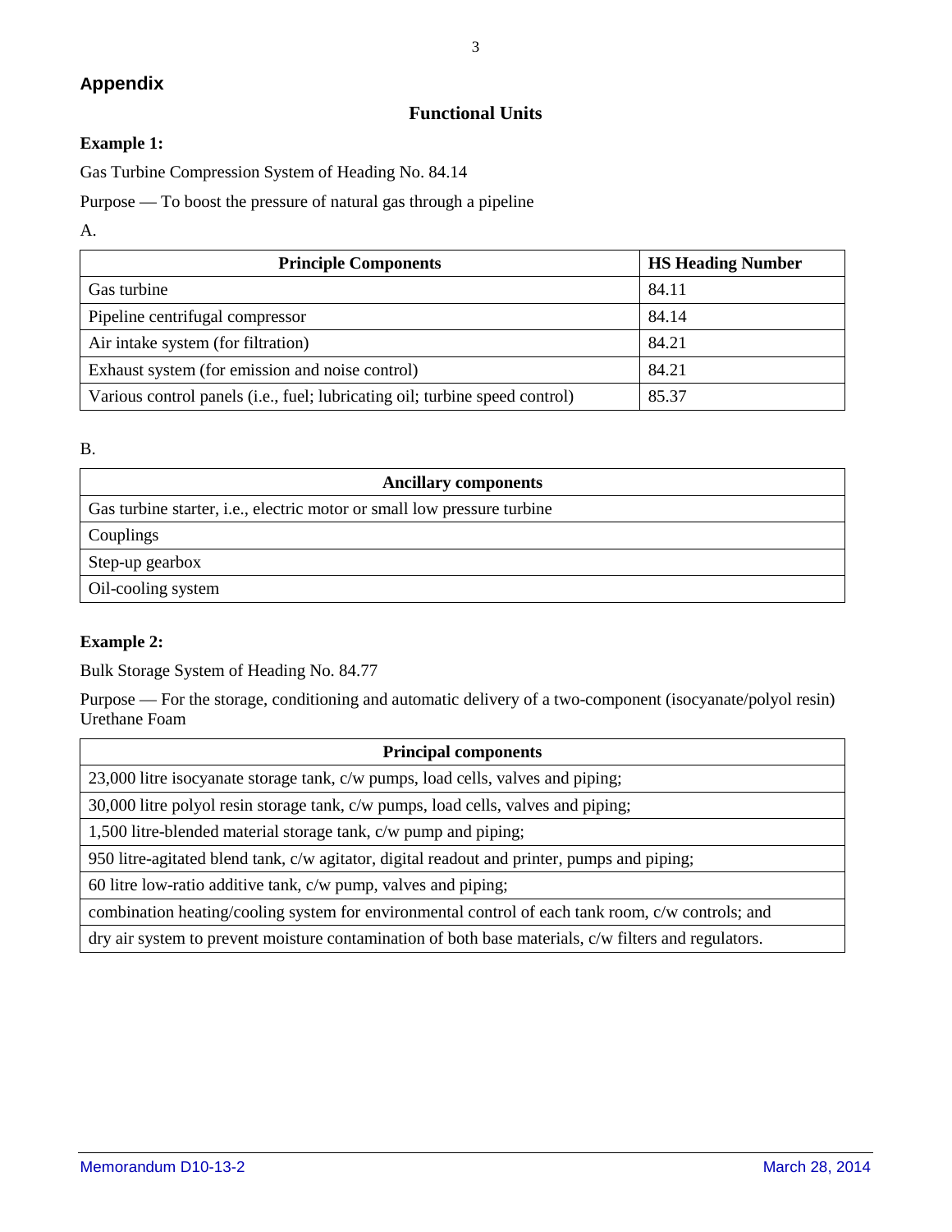## Appendix

### Functional Units

**Example 1:**

Gas Turbine Compression System of Heading No. 84.14

Purpose — To boost the pressure of natural gas through a pipeline

A.

| Principle Components | HS Heading Number |
|---|---|
| Gas turbine | 84.11 |
| Pipeline centrifugal compressor | 84.14 |
| Air intake system (for filtration) | 84.21 |
| Exhaust system (for emission and noise control) | 84.21 |
| Various control panels (i.e., fuel; lubricating oil; turbine speed control) | 85.37 |

B.

| Ancillary components |
|---|
| Gas turbine starter, i.e., electric motor or small low pressure turbine |
| Couplings |
| Step-up gearbox |
| Oil-cooling system |

**Example 2:**

Bulk Storage System of Heading No. 84.77

Purpose — For the storage, conditioning and automatic delivery of a two-component (isocyanate/polyol resin) Urethane Foam

| Principal components |
|---|
| 23,000 litre isocyanate storage tank, c/w pumps, load cells, valves and piping; |
| 30,000 litre polyol resin storage tank, c/w pumps, load cells, valves and piping; |
| 1,500 litre-blended material storage tank, c/w pump and piping; |
| 950 litre-agitated blend tank, c/w agitator, digital readout and printer, pumps and piping; |
| 60 litre low-ratio additive tank, c/w pump, valves and piping; |
| combination heating/cooling system for environmental control of each tank room, c/w controls; and |
| dry air system to prevent moisture contamination of both base materials, c/w filters and regulators. |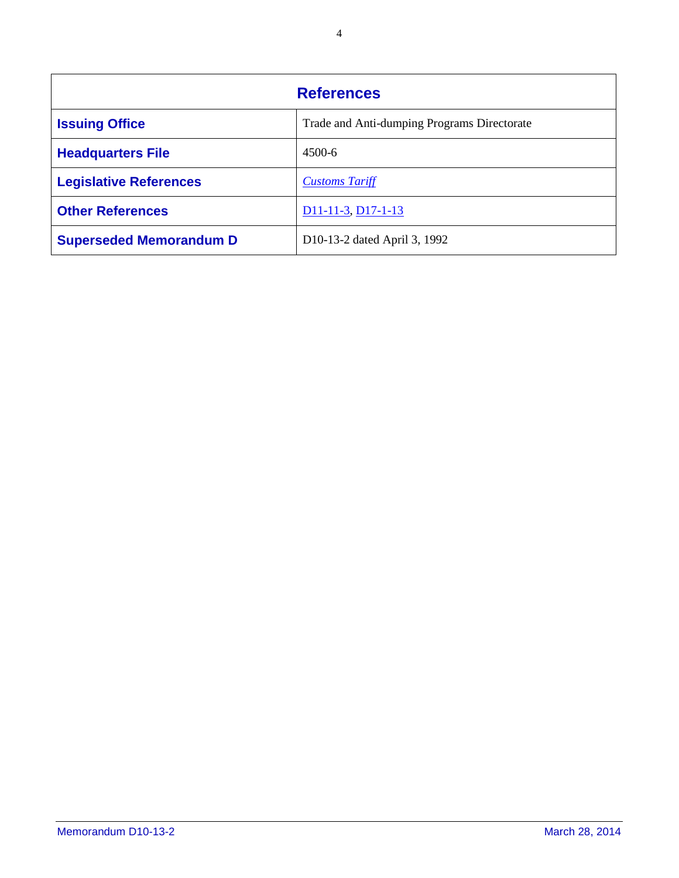| References | |
|---|---|
| **Issuing Office** | Trade and Anti-dumping Programs Directorate |
| **Headquarters File** | 4500-6 |
| **Legislative References** | *Customs Tariff* |
| **Other References** | D11-11-3, D17-1-13 |
| **Superseded Memorandum D** | D10-13-2 dated April 3, 1992 |